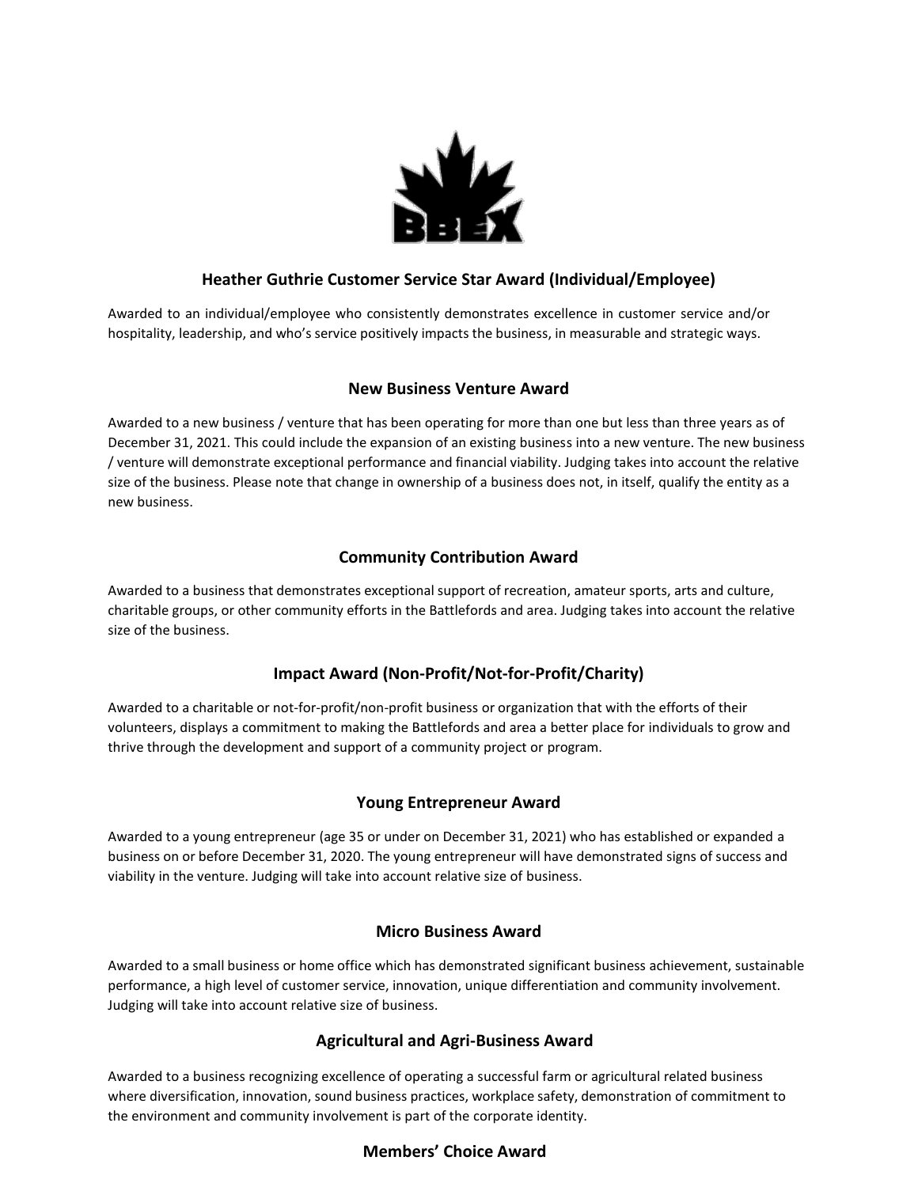## Heather Guthrie Customer Service Star Award (Individual/Employee)

Awarded to an individual/employee who consistently demonstrates excellence in customer service and/or hospitality, leadership, and who's service positively impacts the business, in measurable and strategic ways.

## New Business Venture Award

Awarded to a new business / venture that has been operating for more than one but less than three years as of December 31, 2021. This could include the expansion of an existing business into a new venture. The new business / venture will demonstrate exceptional performance and financial viability. Judging takes into account the relative size of the business. Please note that change in ownership of a business does not, in itself, qualify the entity as a new business.

## Community Contribution Award

Awarded to a business that demonstrates exceptional support of recreation, amateur sports, arts and culture, charitable groups, or other community efforts in the Battlefords and area. Judging takes into account the relative size of the business.

## Impact Award (Non-Profit/Not-for-Profit/Charity)

Awarded to a charitable or not-for-profit/non-profit business or organization that with the efforts of their volunteers, displays a commitment to making the Battlefords and area a better place for individuals to grow and thrive through the development and support of a community project or program.

## Young Entrepreneur Award

Awarded to a young entrepreneur (age 35 or under on December 31, 2021) who has established or expanded a business on or before December 31, 2020. The young entrepreneur will have demonstrated signs of success and viability in the venture. Judging will take into account relative size of business.

## Micro Business Award

Awarded to a small business or home office which has demonstrated significant business achievement, sustainable performance, a high level of customer service, innovation, unique differentiation and community involvement. Judging will take into account relative size of business.

## Agricultural and Agri-Business Award

Awarded to a business recognizing excellence of operating a successful farm or agricultural related business where diversification, innovation, sound business practices, workplace safety, demonstration of commitment to the environment and community involvement is part of the corporate identity.

## Members' Choice Award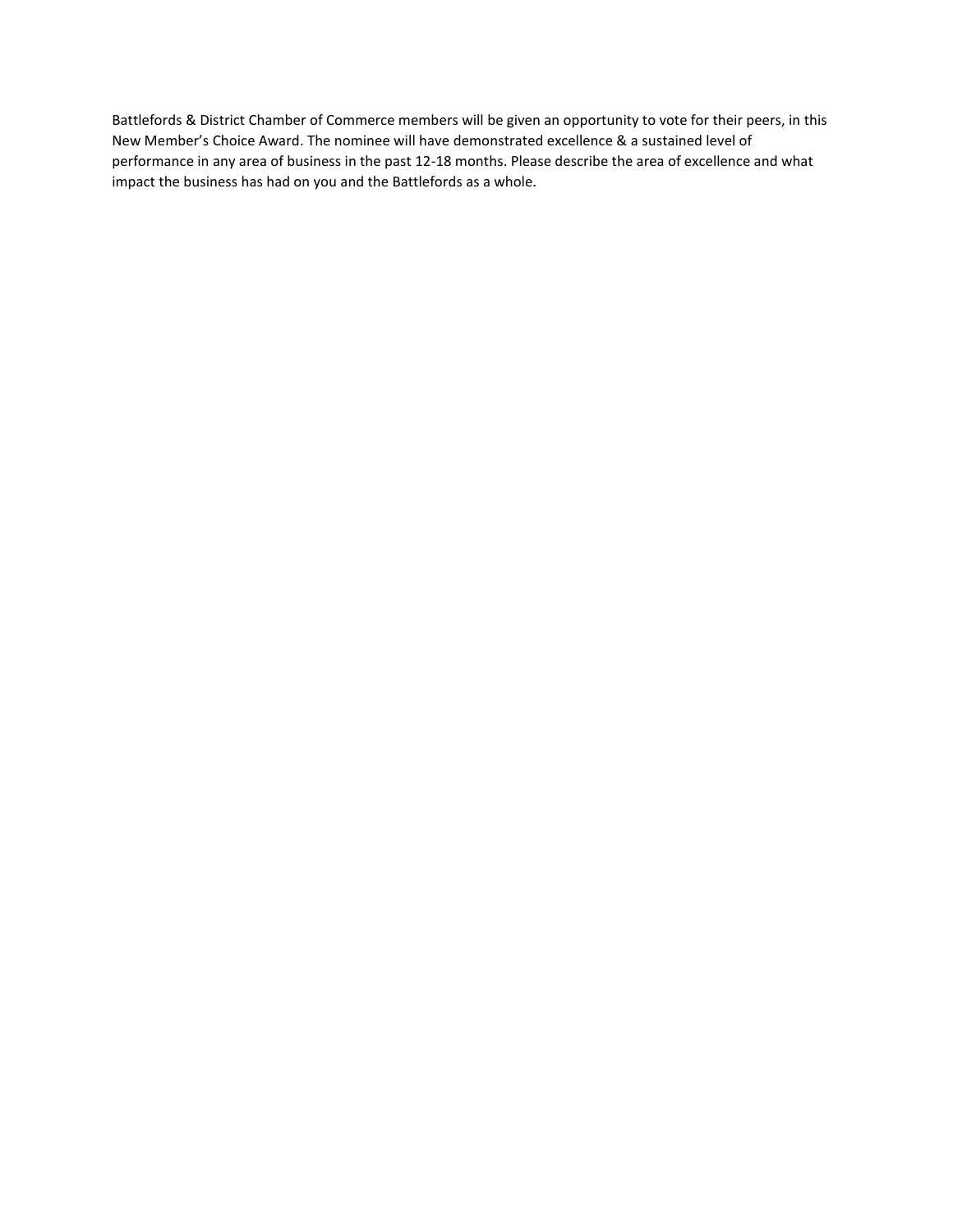Battlefords & District Chamber of Commerce members will be given an opportunity to vote for their peers, in this New Member's Choice Award. The nominee will have demonstrated excellence & a sustained level of performance in any area of business in the past 12-18 months. Please describe the area of excellence and what impact the business has had on you and the Battlefords as a whole.